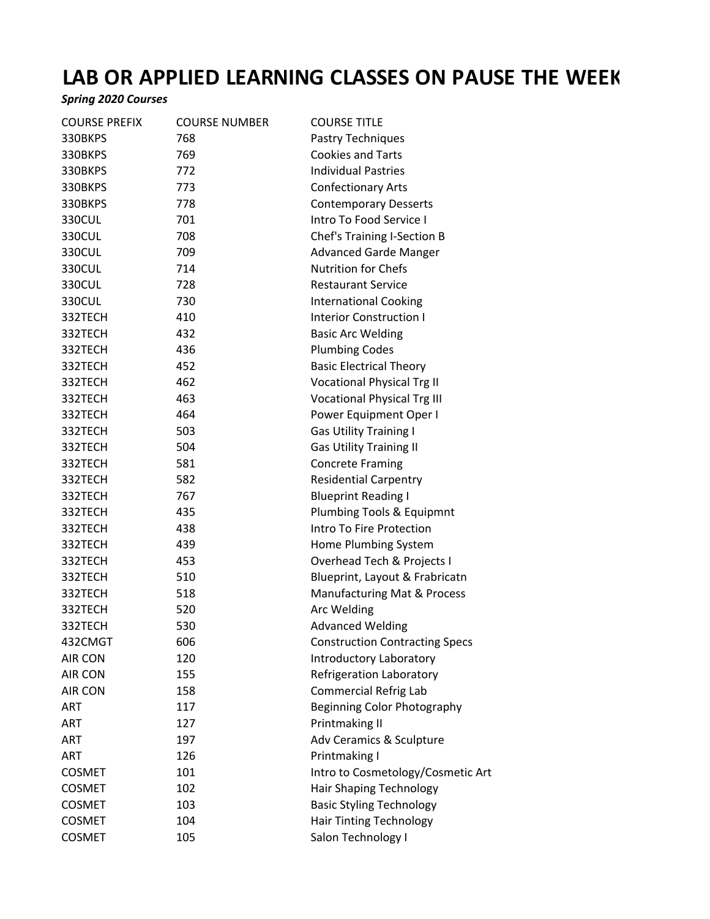# LAB OR APPLIED LEARNING CLASSES ON PAUSE THE WEEK

***Spring 2020 Courses***

| COURSE PREFIX | COURSE NUMBER | COURSE TITLE |
|---|---|---|
| 330BKPS | 768 | Pastry Techniques |
| 330BKPS | 769 | Cookies and Tarts |
| 330BKPS | 772 | Individual Pastries |
| 330BKPS | 773 | Confectionary Arts |
| 330BKPS | 778 | Contemporary Desserts |
| 330CUL | 701 | Intro To Food Service I |
| 330CUL | 708 | Chef's Training I-Section B |
| 330CUL | 709 | Advanced Garde Manger |
| 330CUL | 714 | Nutrition for Chefs |
| 330CUL | 728 | Restaurant Service |
| 330CUL | 730 | International Cooking |
| 332TECH | 410 | Interior Construction I |
| 332TECH | 432 | Basic Arc Welding |
| 332TECH | 436 | Plumbing Codes |
| 332TECH | 452 | Basic Electrical Theory |
| 332TECH | 462 | Vocational Physical Trg II |
| 332TECH | 463 | Vocational Physical Trg III |
| 332TECH | 464 | Power Equipment Oper I |
| 332TECH | 503 | Gas Utility Training I |
| 332TECH | 504 | Gas Utility Training II |
| 332TECH | 581 | Concrete Framing |
| 332TECH | 582 | Residential Carpentry |
| 332TECH | 767 | Blueprint Reading I |
| 332TECH | 435 | Plumbing Tools & Equipmnt |
| 332TECH | 438 | Intro To Fire Protection |
| 332TECH | 439 | Home Plumbing System |
| 332TECH | 453 | Overhead Tech & Projects I |
| 332TECH | 510 | Blueprint, Layout & Frabricatn |
| 332TECH | 518 | Manufacturing Mat & Process |
| 332TECH | 520 | Arc Welding |
| 332TECH | 530 | Advanced Welding |
| 432CMGT | 606 | Construction Contracting Specs |
| AIR CON | 120 | Introductory Laboratory |
| AIR CON | 155 | Refrigeration Laboratory |
| AIR CON | 158 | Commercial Refrig Lab |
| ART | 117 | Beginning Color Photography |
| ART | 127 | Printmaking II |
| ART | 197 | Adv Ceramics & Sculpture |
| ART | 126 | Printmaking I |
| COSMET | 101 | Intro to Cosmetology/Cosmetic Art |
| COSMET | 102 | Hair Shaping Technology |
| COSMET | 103 | Basic Styling Technology |
| COSMET | 104 | Hair Tinting Technology |
| COSMET | 105 | Salon Technology I |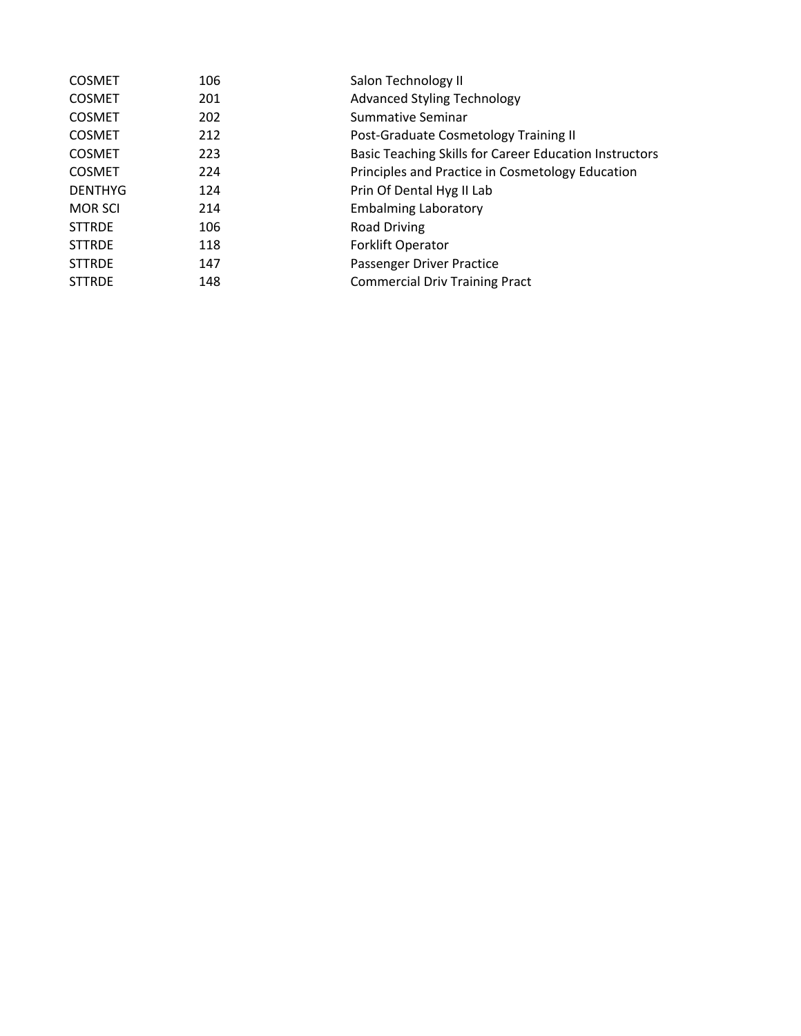| | | |
|---|---|---|
| COSMET | 106 | Salon Technology II |
| COSMET | 201 | Advanced Styling Technology |
| COSMET | 202 | Summative Seminar |
| COSMET | 212 | Post-Graduate Cosmetology Training II |
| COSMET | 223 | Basic Teaching Skills for Career Education Instructors |
| COSMET | 224 | Principles and Practice in Cosmetology Education |
| DENTHYG | 124 | Prin Of Dental Hyg II Lab |
| MOR SCI | 214 | Embalming Laboratory |
| STTRDE | 106 | Road Driving |
| STTRDE | 118 | Forklift Operator |
| STTRDE | 147 | Passenger Driver Practice |
| STTRDE | 148 | Commercial Driv Training Pract |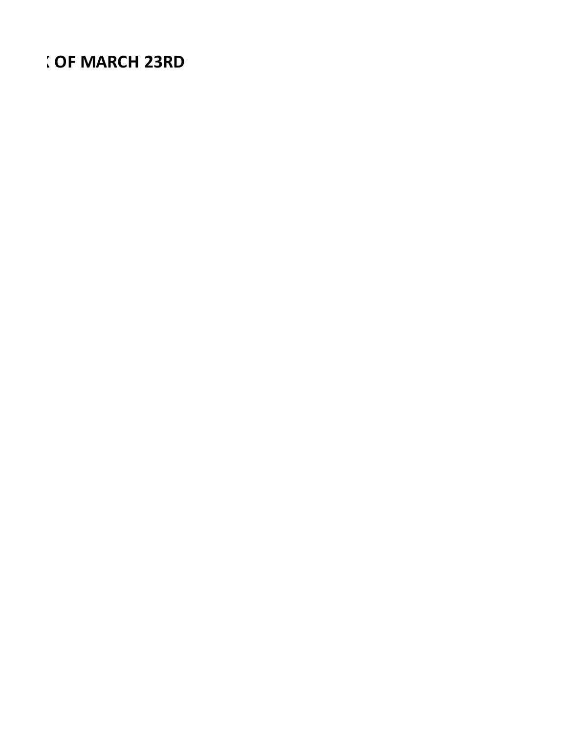**K OF MARCH 23RD**